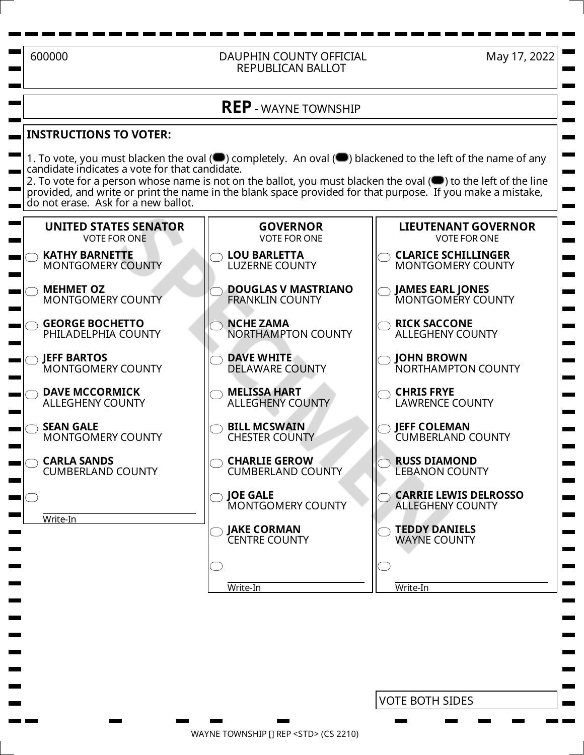600000

DAUPHIN COUNTY OFFICIAL
REPUBLICAN BALLOT

May 17, 2022

# **REP** - WAYNE TOWNSHIP

**INSTRUCTIONS TO VOTER:**

1. To vote, you must blacken the oval (⬬) completely. An oval (⬬) blackened to the left of the name of any candidate indicates a vote for that candidate.
2. To vote for a person whose name is not on the ballot, you must blacken the oval (⬬) to the left of the line provided, and write or print the name in the blank space provided for that purpose. If you make a mistake, do not erase. Ask for a new ballot.

## UNITED STATES SENATOR
VOTE FOR ONE

- **KATHY BARNETTE** MONTGOMERY COUNTY
- **MEHMET OZ** MONTGOMERY COUNTY
- **GEORGE BOCHETTO** PHILADELPHIA COUNTY
- **JEFF BARTOS** MONTGOMERY COUNTY
- **DAVE MCCORMICK** ALLEGHENY COUNTY
- **SEAN GALE** MONTGOMERY COUNTY
- **CARLA SANDS** CUMBERLAND COUNTY
- Write-In

## GOVERNOR
VOTE FOR ONE

- **LOU BARLETTA** LUZERNE COUNTY
- **DOUGLAS V MASTRIANO** FRANKLIN COUNTY
- **NCHE ZAMA** NORTHAMPTON COUNTY
- **DAVE WHITE** DELAWARE COUNTY
- **MELISSA HART** ALLEGHENY COUNTY
- **BILL MCSWAIN** CHESTER COUNTY
- **CHARLIE GEROW** CUMBERLAND COUNTY
- **JOE GALE** MONTGOMERY COUNTY
- **JAKE CORMAN** CENTRE COUNTY
- Write-In

## LIEUTENANT GOVERNOR
VOTE FOR ONE

- **CLARICE SCHILLINGER** MONTGOMERY COUNTY
- **JAMES EARL JONES** MONTGOMERY COUNTY
- **RICK SACCONE** ALLEGHENY COUNTY
- **JOHN BROWN** NORTHAMPTON COUNTY
- **CHRIS FRYE** LAWRENCE COUNTY
- **JEFF COLEMAN** CUMBERLAND COUNTY
- **RUSS DIAMOND** LEBANON COUNTY
- **CARRIE LEWIS DELROSSO** ALLEGHENY COUNTY
- **TEDDY DANIELS** WAYNE COUNTY
- Write-In

VOTE BOTH SIDES

WAYNE TOWNSHIP [] REP <STD> (CS 2210)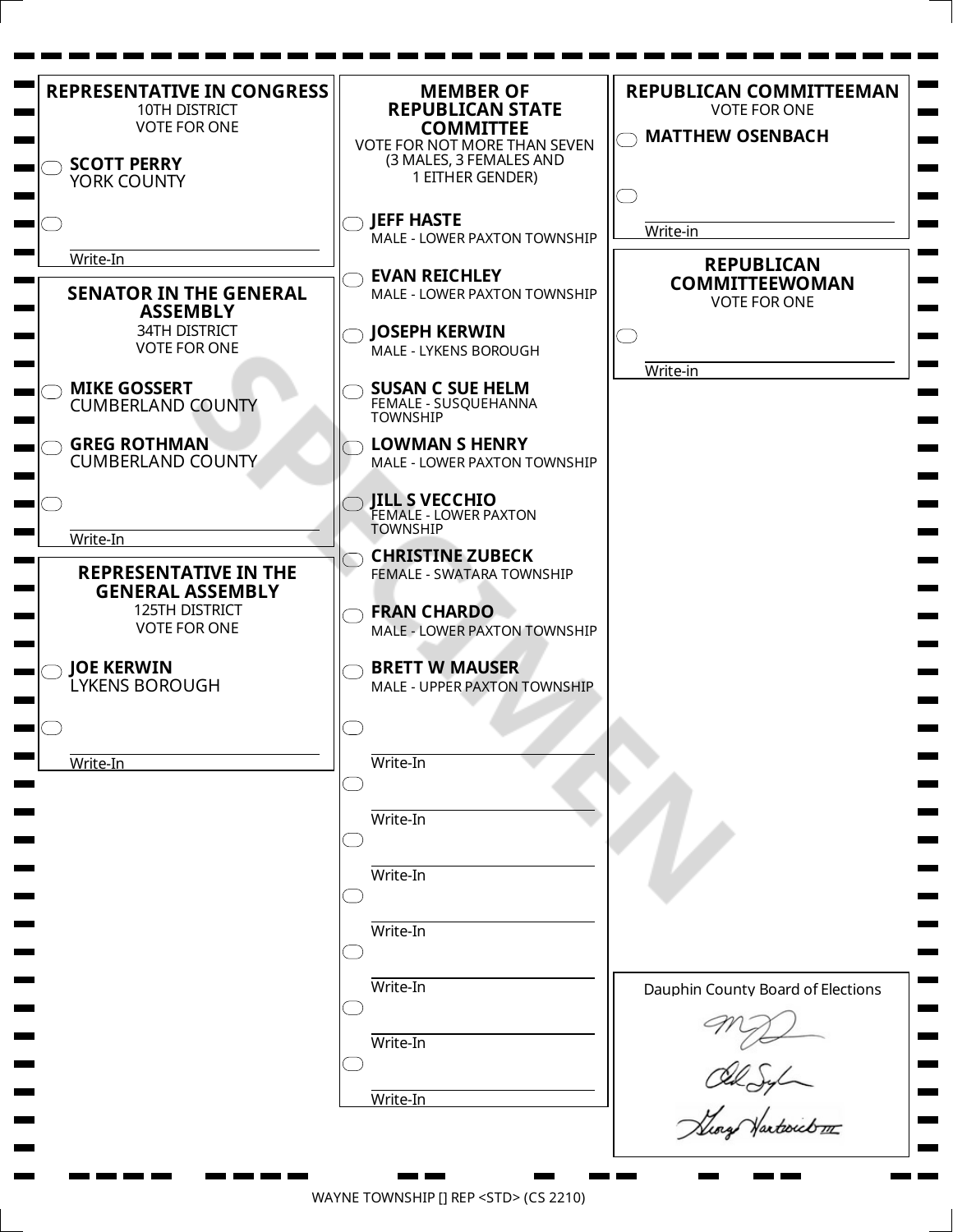## REPRESENTATIVE IN CONGRESS
10TH DISTRICT
VOTE FOR ONE

- **SCOTT PERRY**
  YORK COUNTY
- Write-In

## SENATOR IN THE GENERAL ASSEMBLY
34TH DISTRICT
VOTE FOR ONE

- **MIKE GOSSERT**
  CUMBERLAND COUNTY
- **GREG ROTHMAN**
  CUMBERLAND COUNTY
- Write-In

## REPRESENTATIVE IN THE GENERAL ASSEMBLY
125TH DISTRICT
VOTE FOR ONE

- **JOE KERWIN**
  LYKENS BOROUGH
- Write-In

## MEMBER OF REPUBLICAN STATE COMMITTEE
VOTE FOR NOT MORE THAN SEVEN
(3 MALES, 3 FEMALES AND
1 EITHER GENDER)

- **JEFF HASTE**
  MALE - LOWER PAXTON TOWNSHIP
- **EVAN REICHLEY**
  MALE - LOWER PAXTON TOWNSHIP
- **JOSEPH KERWIN**
  MALE - LYKENS BOROUGH
- **SUSAN C SUE HELM**
  FEMALE - SUSQUEHANNA TOWNSHIP
- **LOWMAN S HENRY**
  MALE - LOWER PAXTON TOWNSHIP
- **JILL S VECCHIO**
  FEMALE - LOWER PAXTON TOWNSHIP
- **CHRISTINE ZUBECK**
  FEMALE - SWATARA TOWNSHIP
- **FRAN CHARDO**
  MALE - LOWER PAXTON TOWNSHIP
- **BRETT W MAUSER**
  MALE - UPPER PAXTON TOWNSHIP
- Write-In
- Write-In
- Write-In
- Write-In
- Write-In
- Write-In
- Write-In

## REPUBLICAN COMMITTEEMAN
VOTE FOR ONE

- **MATTHEW OSENBACH**
- Write-in

## REPUBLICAN COMMITTEEWOMAN
VOTE FOR ONE

- Write-in

SPECIMEN

Dauphin County Board of Elections

WAYNE TOWNSHIP [] REP <STD> (CS 2210)